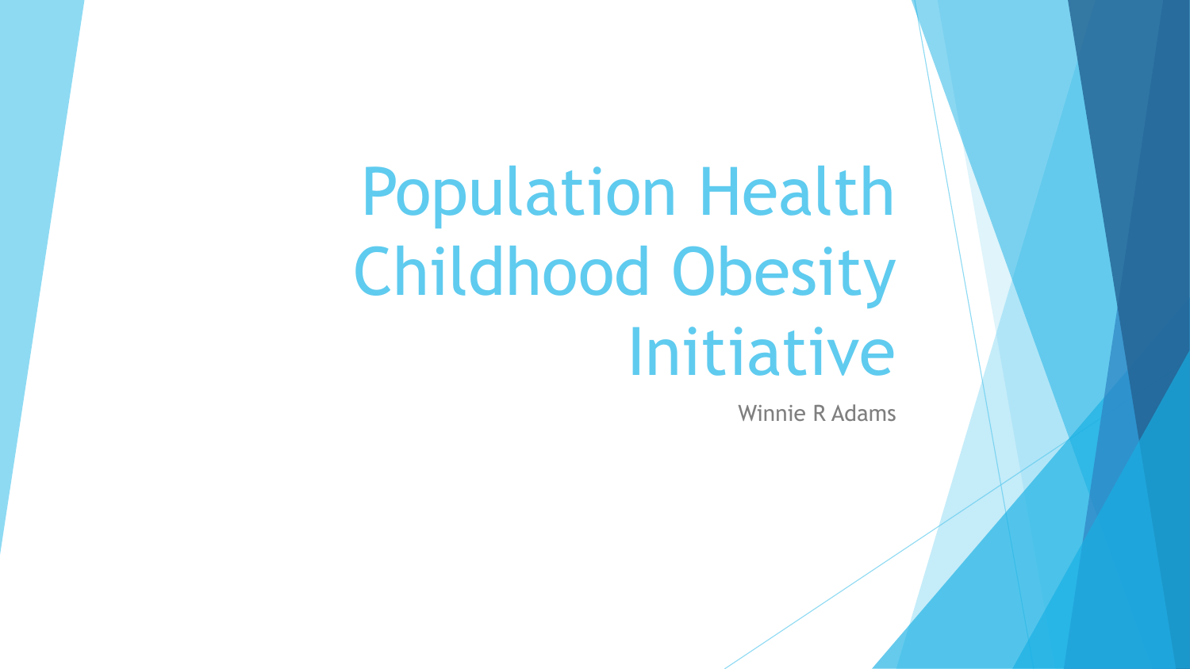# Population Health Childhood Obesity Initiative

Winnie R Adams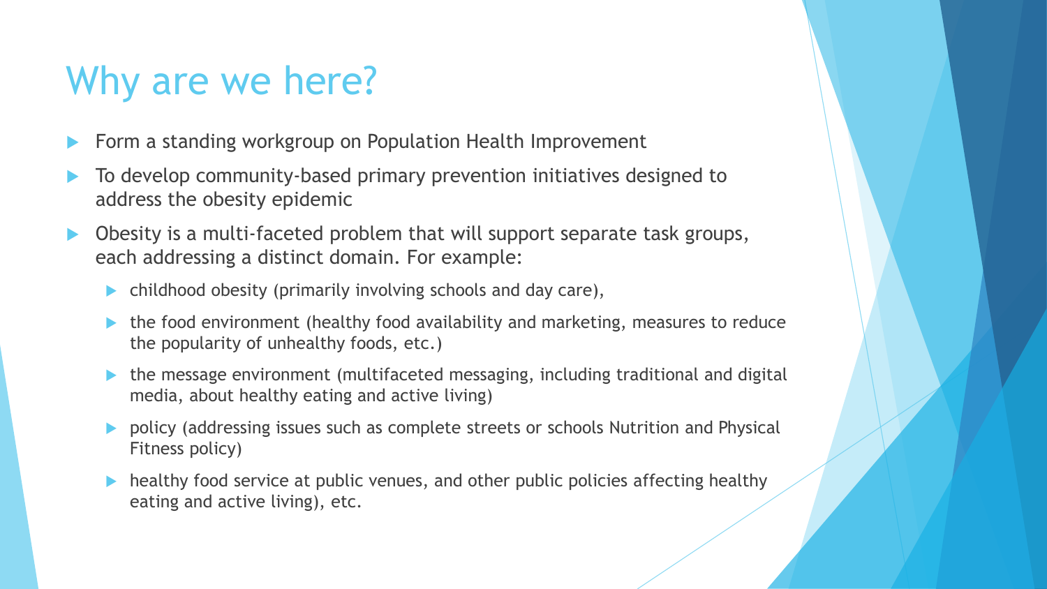# Why are we here?

- Form a standing workgroup on Population Health Improvement
- To develop community-based primary prevention initiatives designed to address the obesity epidemic
- Obesity is a multi-faceted problem that will support separate task groups, each addressing a distinct domain. For example:
  - childhood obesity (primarily involving schools and day care),
  - the food environment (healthy food availability and marketing, measures to reduce the popularity of unhealthy foods, etc.)
  - the message environment (multifaceted messaging, including traditional and digital media, about healthy eating and active living)
  - policy (addressing issues such as complete streets or schools Nutrition and Physical Fitness policy)
  - healthy food service at public venues, and other public policies affecting healthy eating and active living), etc.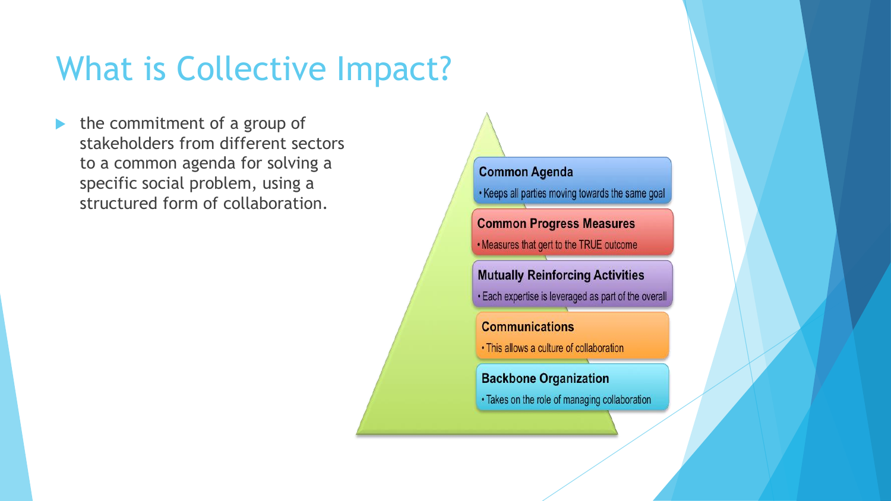# What is Collective Impact?

- the commitment of a group of stakeholders from different sectors to a common agenda for solving a specific social problem, using a structured form of collaboration.

**Common Agenda**
- Keeps all parties moving towards the same goal

**Common Progress Measures**
- Measures that gert to the TRUE outcome

**Mutually Reinforcing Activities**
- Each expertise is leveraged as part of the overall

**Communications**
- This allows a culture of collaboration

**Backbone Organization**
- Takes on the role of managing collaboration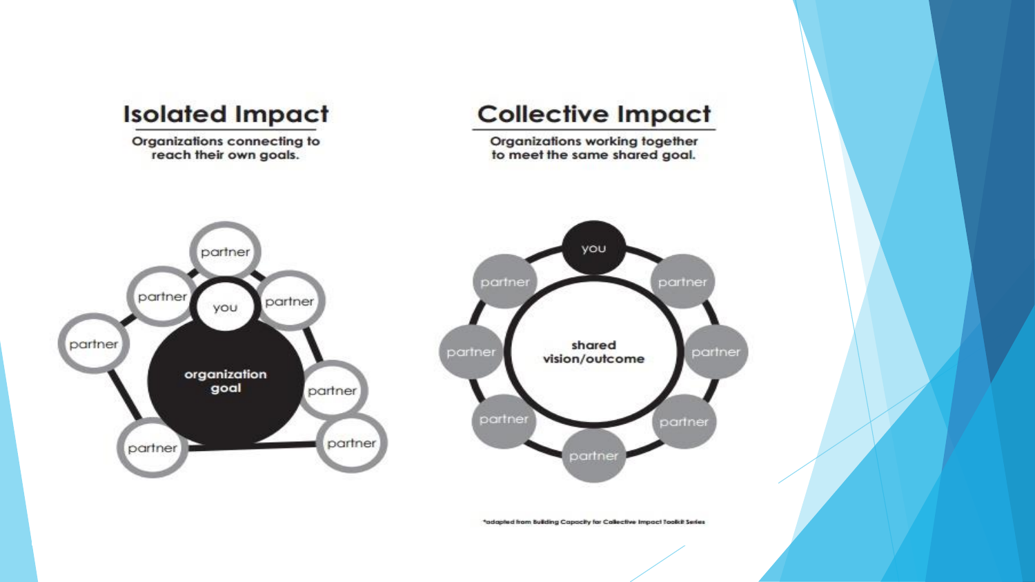## Isolated Impact

Organizations connecting to reach their own goals.

partner

partner

you

partner

partner

organization goal

partner

partner

partner

## Collective Impact

Organizations working together to meet the same shared goal.

you

partner

partner

partner

shared vision/outcome

partner

partner

partner

partner

*adapted from Building Capacity for Collective Impact Toolkit Series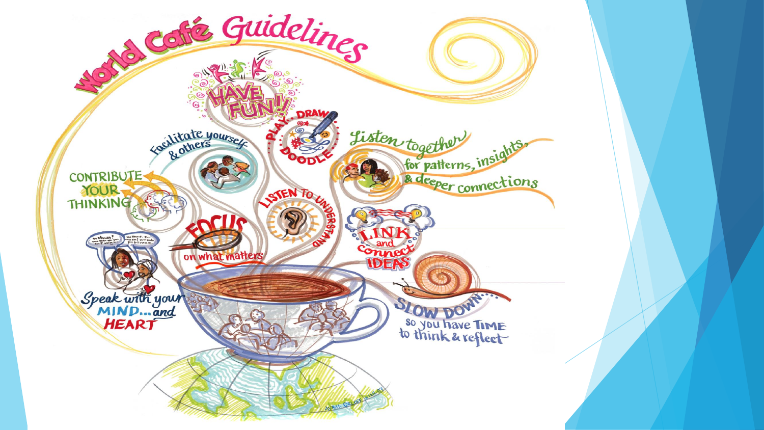# World Café Guidelines

- HAVE FUN!!
- PLAY, DRAW, DOODLE
- Facilitate yourself & others
- Listen together for patterns, insights, & deeper connections
- CONTRIBUTE YOUR THINKING
- LISTEN TO UNDERSTAND
- FOCUS on what matters
- LINK and connect IDEAS
- Speak with your MIND... and HEART
- SLOW DOWN... so you have TIME to think & reflect

AVRIL ORLOFF MAR.07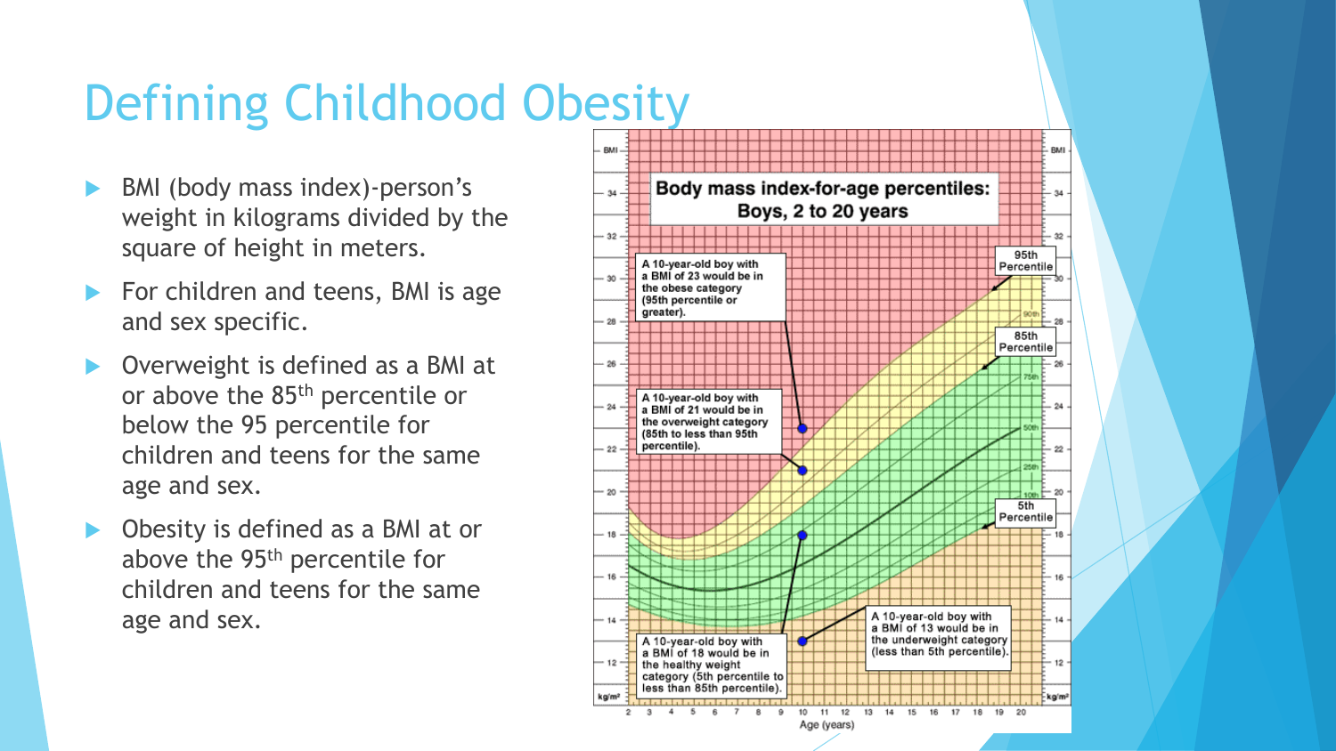# Defining Childhood Obesity

- BMI (body mass index)-person's weight in kilograms divided by the square of height in meters.
- For children and teens, BMI is age and sex specific.
- Overweight is defined as a BMI at or above the 85th percentile or below the 95 percentile for children and teens for the same age and sex.
- Obesity is defined as a BMI at or above the 95th percentile for children and teens for the same age and sex.

**Body mass index-for-age percentiles: Boys, 2 to 20 years**

- A 10-year-old boy with a BMI of 23 would be in the obese category (95th percentile or greater).
- A 10-year-old boy with a BMI of 21 would be in the overweight category (85th to less than 95th percentile).
- A 10-year-old boy with a BMI of 18 would be in the healthy weight category (5th percentile to less than 85th percentile).
- A 10-year-old boy with a BMI of 13 would be in the underweight category (less than 5th percentile).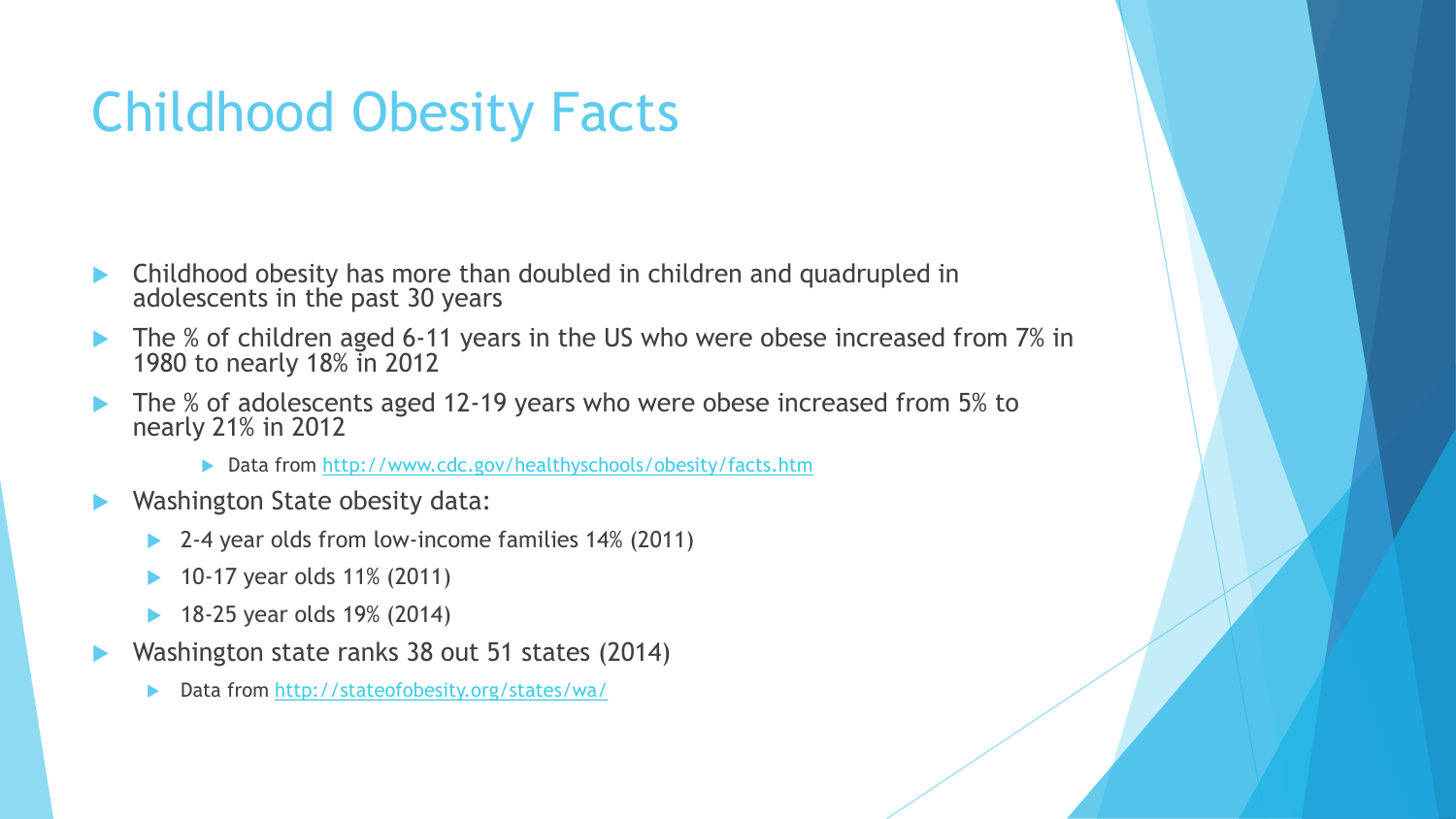# Childhood Obesity Facts

- Childhood obesity has more than doubled in children and quadrupled in adolescents in the past 30 years
- The % of children aged 6-11 years in the US who were obese increased from 7% in 1980 to nearly 18% in 2012
- The % of adolescents aged 12-19 years who were obese increased from 5% to nearly 21% in 2012
  - Data from [http://www.cdc.gov/healthyschools/obesity/facts.htm](http://www.cdc.gov/healthyschools/obesity/facts.htm)
- Washington State obesity data:
  - 2-4 year olds from low-income families 14% (2011)
  - 10-17 year olds 11% (2011)
  - 18-25 year olds 19% (2014)
- Washington state ranks 38 out 51 states (2014)
  - Data from [http://stateofobesity.org/states/wa/](http://stateofobesity.org/states/wa/)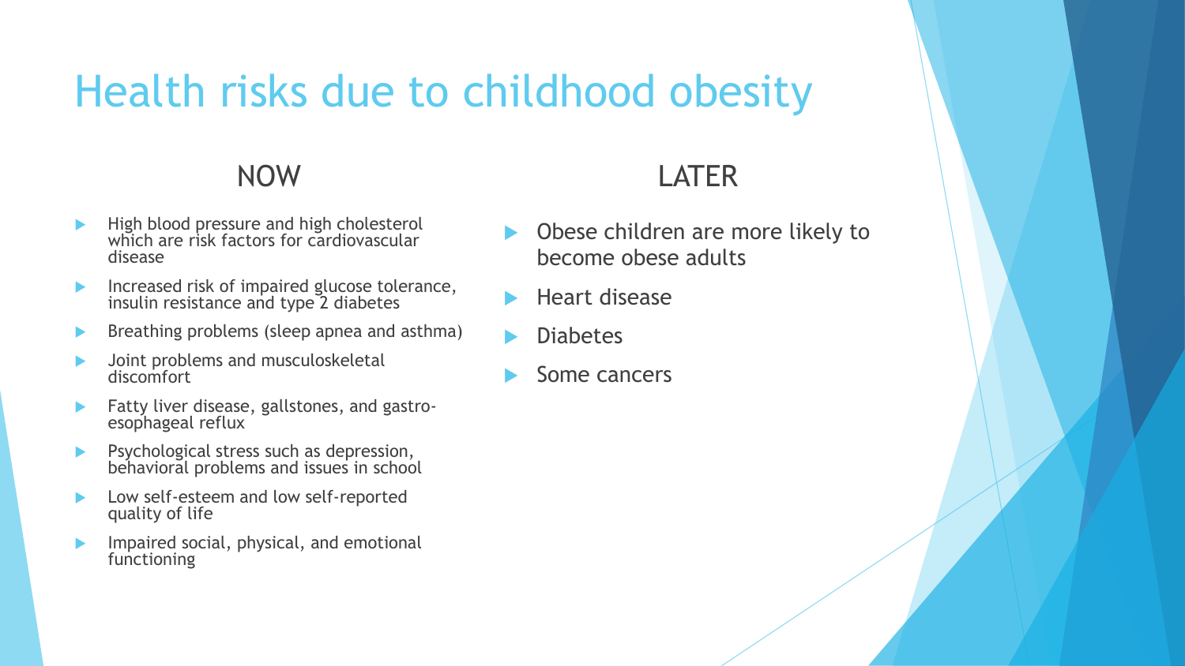# Health risks due to childhood obesity

## NOW

- High blood pressure and high cholesterol which are risk factors for cardiovascular disease
- Increased risk of impaired glucose tolerance, insulin resistance and type 2 diabetes
- Breathing problems (sleep apnea and asthma)
- Joint problems and musculoskeletal discomfort
- Fatty liver disease, gallstones, and gastro-esophageal reflux
- Psychological stress such as depression, behavioral problems and issues in school
- Low self-esteem and low self-reported quality of life
- Impaired social, physical, and emotional functioning

## LATER

- Obese children are more likely to become obese adults
- Heart disease
- Diabetes
- Some cancers